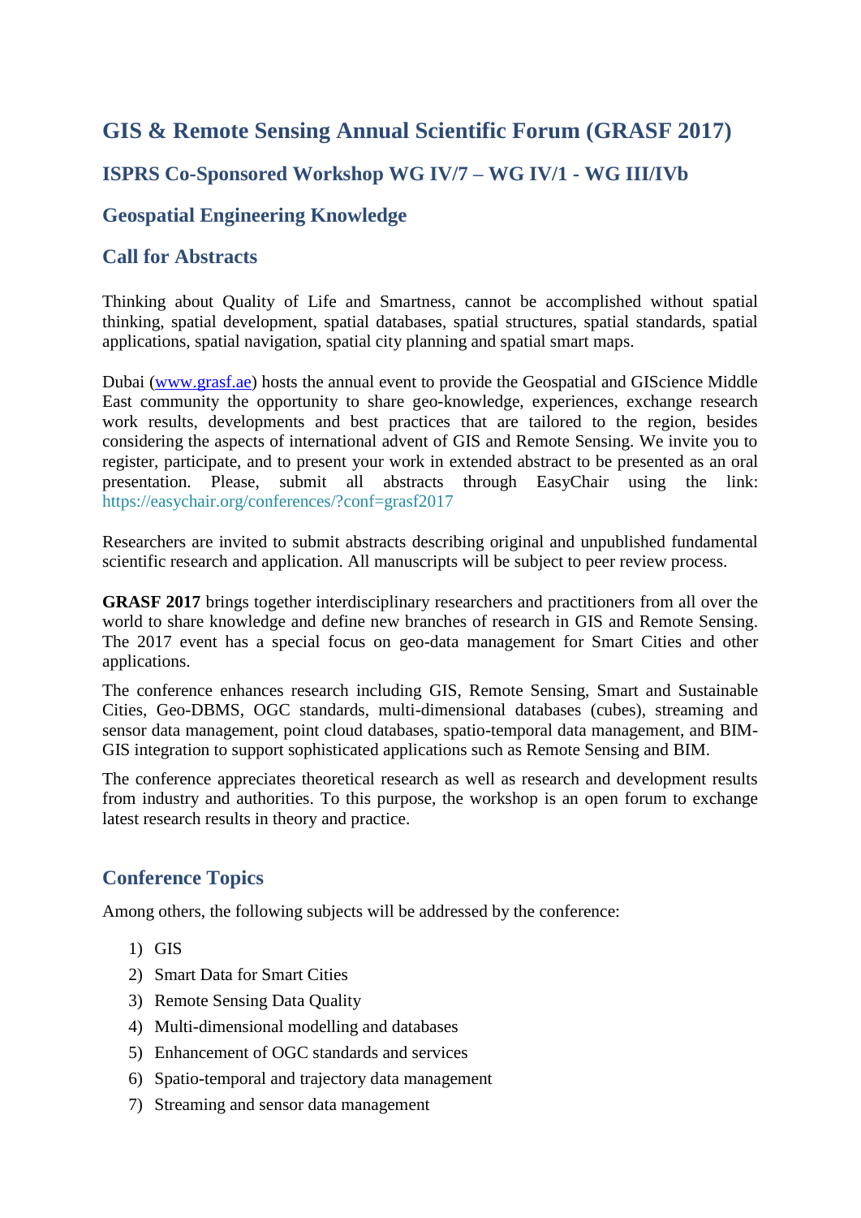# GIS & Remote Sensing Annual Scientific Forum (GRASF 2017)

## ISPRS Co-Sponsored Workshop WG IV/7 – WG IV/1 - WG III/IVb

## Geospatial Engineering Knowledge

## Call for Abstracts

Thinking about Quality of Life and Smartness, cannot be accomplished without spatial thinking, spatial development, spatial databases, spatial structures, spatial standards, spatial applications, spatial navigation, spatial city planning and spatial smart maps.

Dubai (www.grasf.ae) hosts the annual event to provide the Geospatial and GIScience Middle East community the opportunity to share geo-knowledge, experiences, exchange research work results, developments and best practices that are tailored to the region, besides considering the aspects of international advent of GIS and Remote Sensing. We invite you to register, participate, and to present your work in extended abstract to be presented as an oral presentation. Please, submit all abstracts through EasyChair using the link: https://easychair.org/conferences/?conf=grasf2017

Researchers are invited to submit abstracts describing original and unpublished fundamental scientific research and application. All manuscripts will be subject to peer review process.

**GRASF 2017** brings together interdisciplinary researchers and practitioners from all over the world to share knowledge and define new branches of research in GIS and Remote Sensing. The 2017 event has a special focus on geo-data management for Smart Cities and other applications.

The conference enhances research including GIS, Remote Sensing, Smart and Sustainable Cities, Geo-DBMS, OGC standards, multi-dimensional databases (cubes), streaming and sensor data management, point cloud databases, spatio-temporal data management, and BIM-GIS integration to support sophisticated applications such as Remote Sensing and BIM.

The conference appreciates theoretical research as well as research and development results from industry and authorities. To this purpose, the workshop is an open forum to exchange latest research results in theory and practice.

## Conference Topics

Among others, the following subjects will be addressed by the conference:

1) GIS
2) Smart Data for Smart Cities
3) Remote Sensing Data Quality
4) Multi-dimensional modelling and databases
5) Enhancement of OGC standards and services
6) Spatio-temporal and trajectory data management
7) Streaming and sensor data management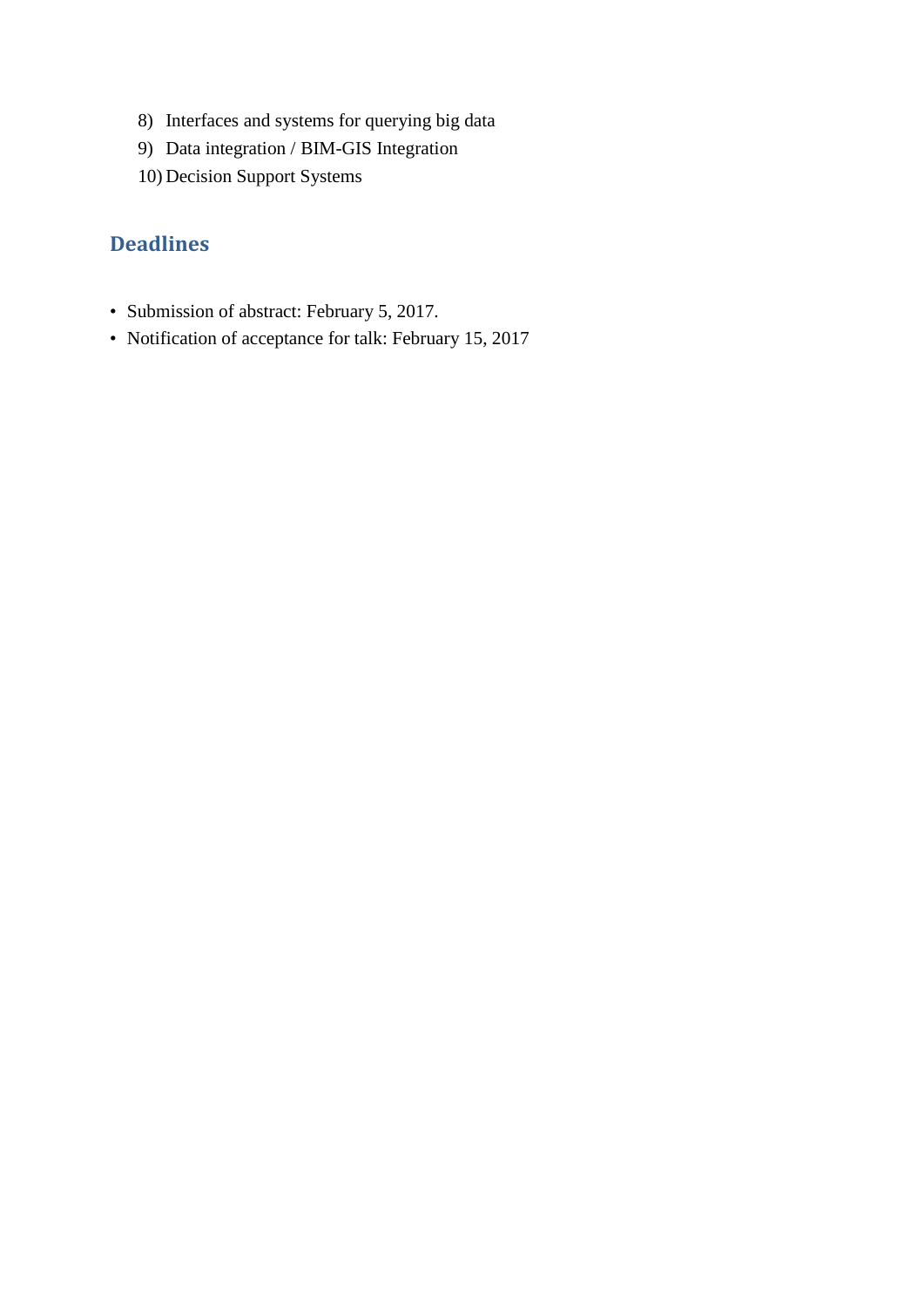8) Interfaces and systems for querying big data
9) Data integration / BIM-GIS Integration
10) Decision Support Systems

## Deadlines

- Submission of abstract: February 5, 2017.
- Notification of acceptance for talk: February 15, 2017